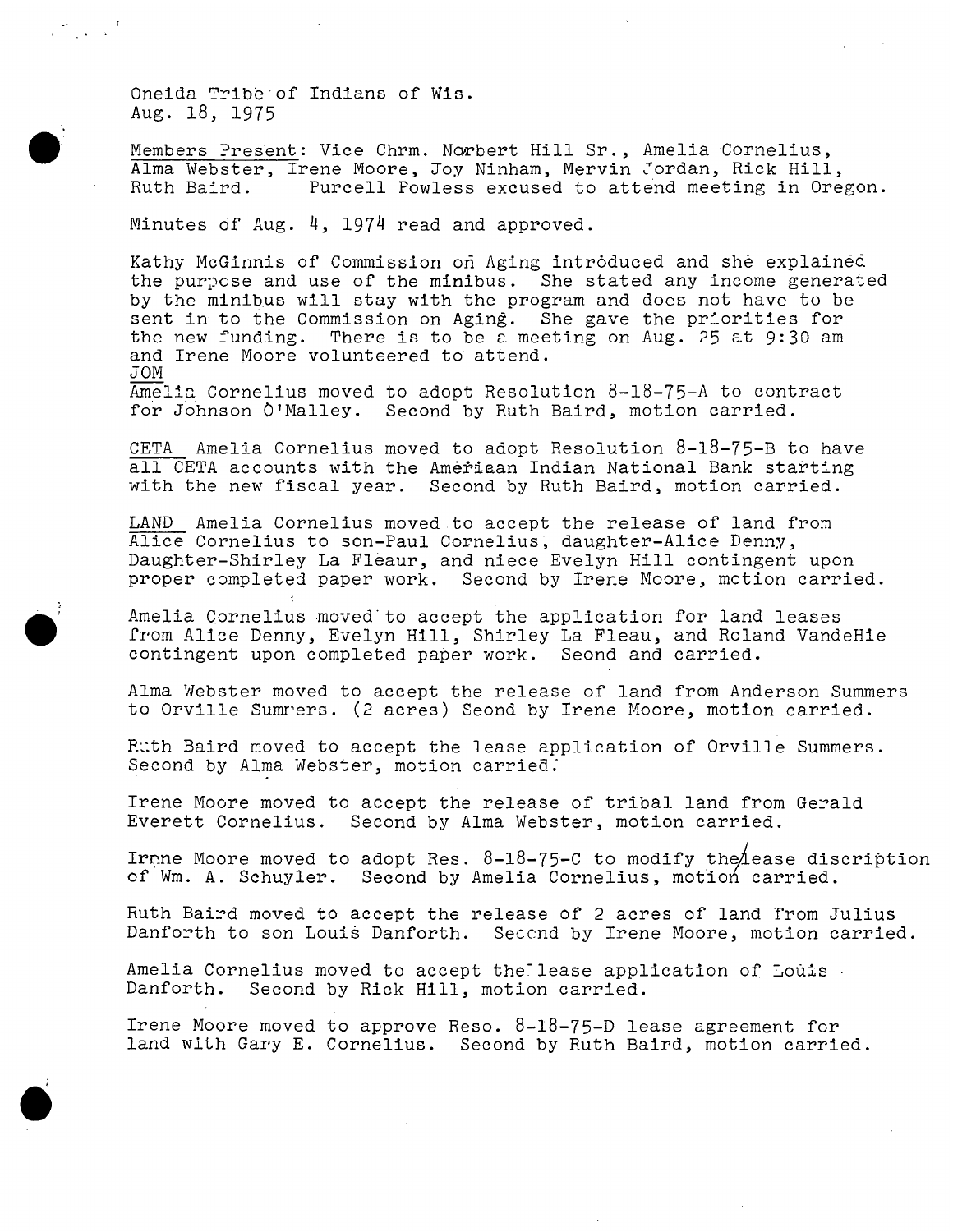Oneida Tribe of Indians of Wis.
Aug. 18, 1975

<u>Members Present</u>: Vice Chrm. Norbert Hill Sr., Amelia Cornelius, Alma Webster, Irene Moore, Joy Ninham, Mervin Jordan, Rick Hill, Ruth Baird. Purcell Powless excused to attend meeting in Oregon.

Minutes of Aug. 4, 1974 read and approved.

Kathy McGinnis of Commission on Aging introduced and she explained the purpose and use of the minibus. She stated any income generated by the minibus will stay with the program and does not have to be sent in to the Commission on Aging. She gave the priorities for the new funding. There is to be a meeting on Aug. 25 at 9:30 am and Irene Moore volunteered to attend.

<u>JOM</u>
Amelia Cornelius moved to adopt Resolution 8-18-75-A to contract for Johnson O'Malley. Second by Ruth Baird, motion carried.

<u>CETA</u> Amelia Cornelius moved to adopt Resolution 8-18-75-B to have all CETA accounts with the Ameriaan Indian National Bank starting with the new fiscal year. Second by Ruth Baird, motion carried.

<u>LAND</u> Amelia Cornelius moved to accept the release of land from Alice Cornelius to son-Paul Cornelius, daughter-Alice Denny, Daughter-Shirley La Fleaur, and niece Evelyn Hill contingent upon proper completed paper work. Second by Irene Moore, motion carried.

Amelia Cornelius moved to accept the application for land leases from Alice Denny, Evelyn Hill, Shirley La Fleau, and Roland VandeHie contingent upon completed paper work. Seond and carried.

Alma Webster moved to accept the release of land from Anderson Summers to Orville Summers. (2 acres) Seond by Irene Moore, motion carried.

Ruth Baird moved to accept the lease application of Orville Summers. Second by Alma Webster, motion carried.

Irene Moore moved to accept the release of tribal land from Gerald Everett Cornelius. Second by Alma Webster, motion carried.

Irene Moore moved to adopt Res. 8-18-75-C to modify the lease discription of Wm. A. Schuyler. Second by Amelia Cornelius, motion carried.

Ruth Baird moved to accept the release of 2 acres of land from Julius Danforth to son Louis Danforth. Second by Irene Moore, motion carried.

Amelia Cornelius moved to accept the lease application of Louis Danforth. Second by Rick Hill, motion carried.

Irene Moore moved to approve Reso. 8-18-75-D lease agreement for land with Gary E. Cornelius. Second by Ruth Baird, motion carried.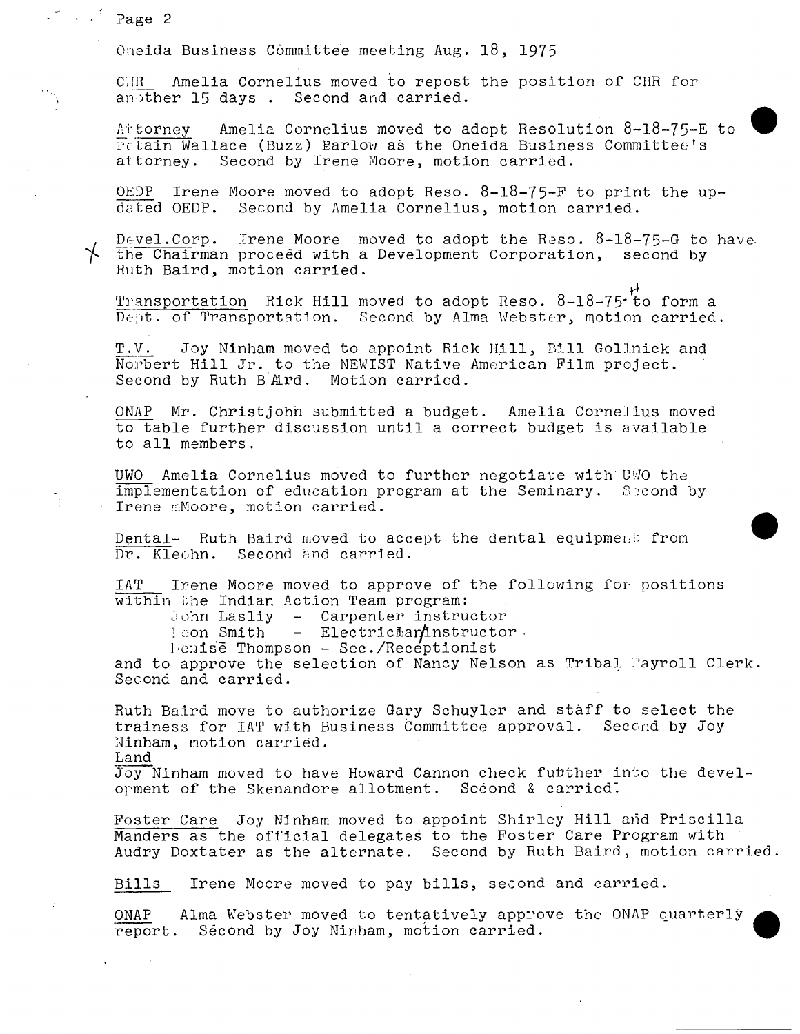Oneida Business Committee meeting Aug. 18, 1975

CHR Amelia Cornelius moved to repost the position of CHR for another 15 days . Second and carried.

Attorney Amelia Cornelius moved to adopt Resolution 8-18-75-E to retain Wallace (Buzz) Barlow as the Oneida Business Committee's attorney. Second by Irene Moore, motion carried.

OEDP Irene Moore moved to adopt Reso. 8-18-75-F to print the updated OEDP. Second by Amelia Cornelius, motion carried.

Devel.Corp. Irene Moore moved to adopt the Reso. 8-18-75-G to have the Chairman proceed with a Development Corporation, second by Ruth Baird, motion carried.

Transportation Rick Hill moved to adopt Reso. 8-18-75-H to form a Dept. of Transportation. Second by Alma Webster, motion carried.

T.V. Joy Ninham moved to appoint Rick Hill, Bill Gollnick and Norbert Hill Jr. to the NEWIST Native American Film project. Second by Ruth Baird. Motion carried.

ONAP Mr. Christjohn submitted a budget. Amelia Cornelius moved to table further discussion until a correct budget is available to all members.

UWO Amelia Cornelius moved to further negotiate with UWO the implementation of education program at the Seminary. Second by Irene Moore, motion carried.

Dental- Ruth Baird moved to accept the dental equipment from Dr. Kleohn. Second and carried.

IAT Irene Moore moved to approve of the following for positions within the Indian Action Team program:

- John Lasliy - Carpenter instructor
- Leon Smith - Electrician/instructor
- Denise Thompson - Sec./Receptionist

and to approve the selection of Nancy Nelson as Tribal Payroll Clerk. Second and carried.

Ruth Baird move to authorize Gary Schuyler and staff to select the trainess for IAT with Business Committee approval. Second by Joy Ninham, motion carried.

Land

Joy Ninham moved to have Howard Cannon check futther into the development of the Skenandore allotment. Second & carried.

Foster Care Joy Ninham moved to appoint Shirley Hill and Priscilla Manders as the official delegates to the Foster Care Program with Audry Doxtater as the alternate. Second by Ruth Baird, motion carried.

Bills Irene Moore moved to pay bills, second and carried.

ONAP Alma Webster moved to tentatively approve the ONAP quarterly report. Second by Joy Ninham, motion carried.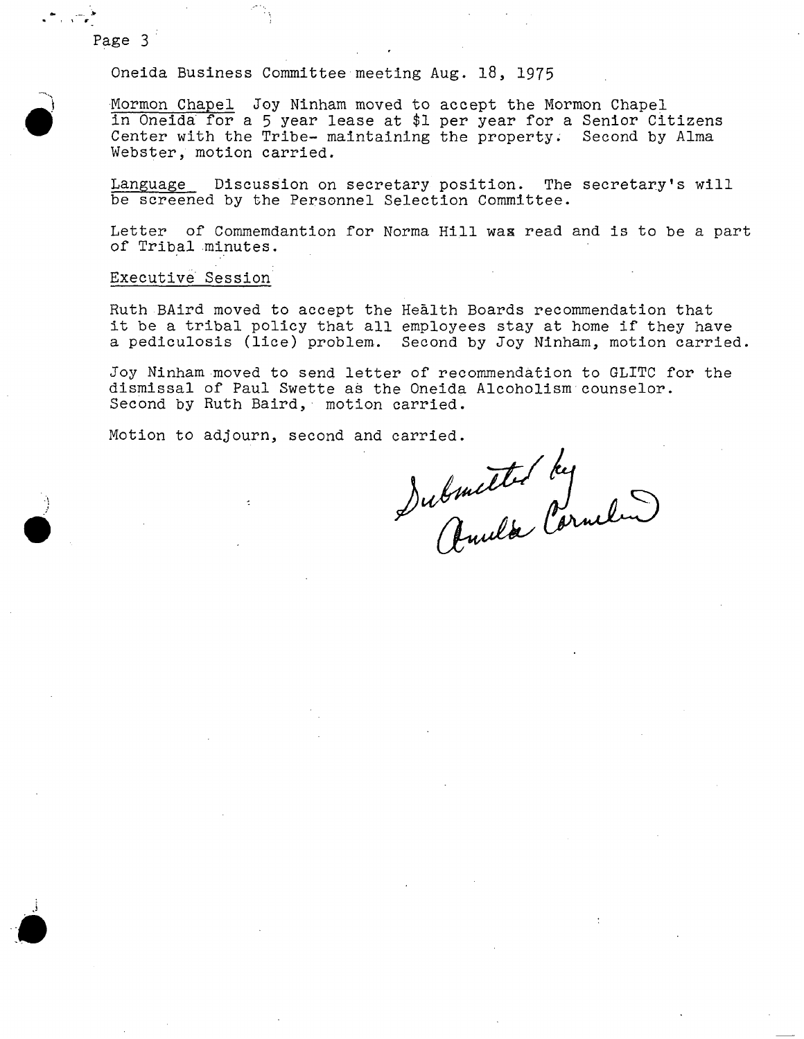Oneida Business Committee meeting Aug. 18, 1975

Mormon Chapel Joy Ninham moved to accept the Mormon Chapel in Oneida for a 5 year lease at $1 per year for a Senior Citizens Center with the Tribe- maintaining the property. Second by Alma Webster, motion carried.

Language Discussion on secretary position. The secretary's will be screened by the Personnel Selection Committee.

Letter of Commemdantion for Norma Hill was read and is to be a part of Tribal minutes.

Executive Session

Ruth BAird moved to accept the Health Boards recommendation that it be a tribal policy that all employees stay at home if they have a pediculosis (lice) problem. Second by Joy Ninham, motion carried.

Joy Ninham moved to send letter of recommendation to GLITC for the dismissal of Paul Swette as the Oneida Alcoholism counselor. Second by Ruth Baird, motion carried.

Motion to adjourn, second and carried.

Submitted by
Amelia Cornelius